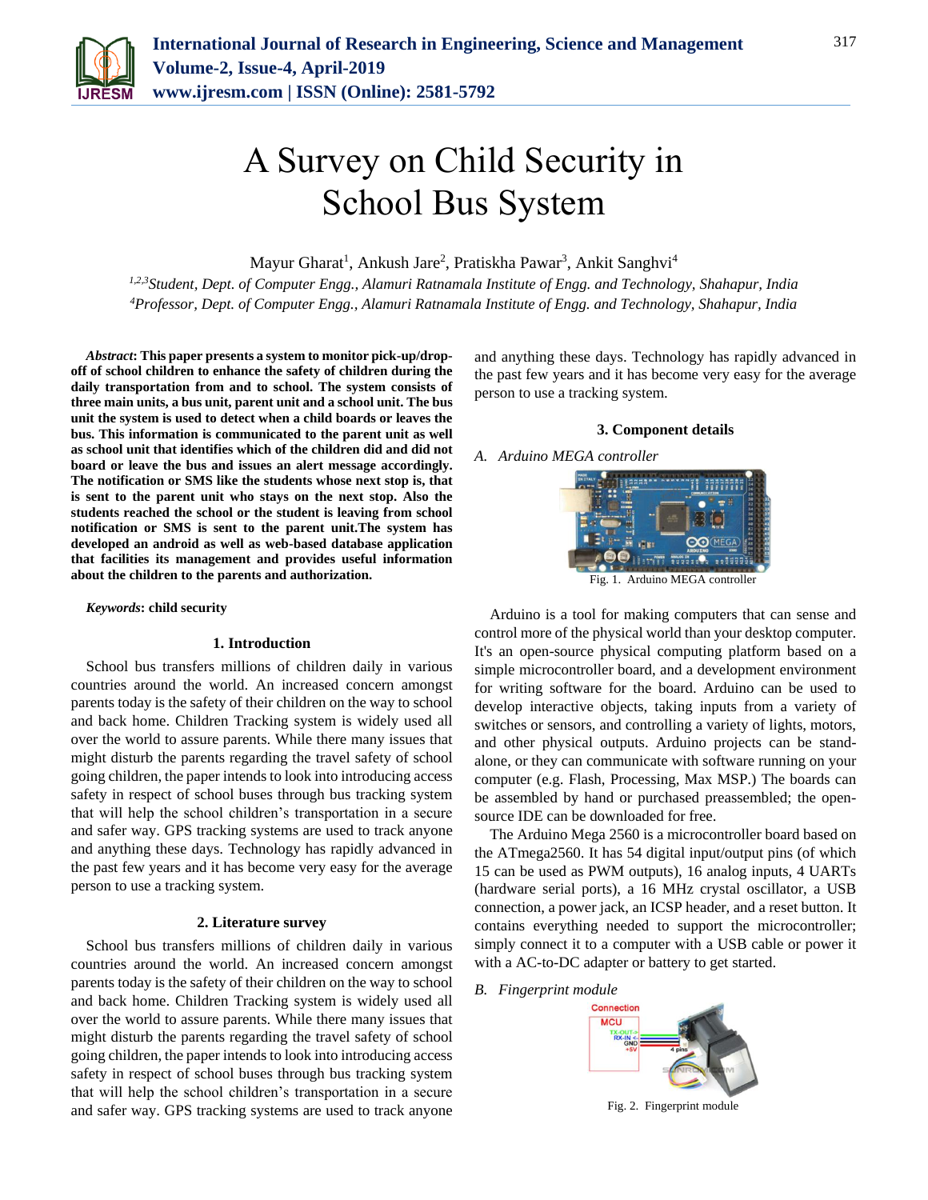# A Survey on Child Security in School Bus System

Mayur Gharat[1], Ankush Jare[2], Pratiskha Pawar[3], Ankit Sanghvi[4]

[1,2,3]*Student, Dept. of Computer Engg., Alamuri Ratnamala Institute of Engg. and Technology, Shahapur, India*
[4]*Professor, Dept. of Computer Engg., Alamuri Ratnamala Institute of Engg. and Technology, Shahapur, India*

***Abstract*: This paper presents a system to monitor pick-up/drop-off of school children to enhance the safety of children during the daily transportation from and to school. The system consists of three main units, a bus unit, parent unit and a school unit. The bus unit the system is used to detect when a child boards or leaves the bus. This information is communicated to the parent unit as well as school unit that identifies which of the children did and did not board or leave the bus and issues an alert message accordingly. The notification or SMS like the students whose next stop is, that is sent to the parent unit who stays on the next stop. Also the students reached the school or the student is leaving from school notification or SMS is sent to the parent unit.The system has developed an android as well as web-based database application that facilities its management and provides useful information about the children to the parents and authorization.**

***Keywords*: child security**

## 1. Introduction

School bus transfers millions of children daily in various countries around the world. An increased concern amongst parents today is the safety of their children on the way to school and back home. Children Tracking system is widely used all over the world to assure parents. While there many issues that might disturb the parents regarding the travel safety of school going children, the paper intends to look into introducing access safety in respect of school buses through bus tracking system that will help the school children's transportation in a secure and safer way. GPS tracking systems are used to track anyone and anything these days. Technology has rapidly advanced in the past few years and it has become very easy for the average person to use a tracking system.

## 2. Literature survey

School bus transfers millions of children daily in various countries around the world. An increased concern amongst parents today is the safety of their children on the way to school and back home. Children Tracking system is widely used all over the world to assure parents. While there many issues that might disturb the parents regarding the travel safety of school going children, the paper intends to look into introducing access safety in respect of school buses through bus tracking system that will help the school children's transportation in a secure and safer way. GPS tracking systems are used to track anyone and anything these days. Technology has rapidly advanced in the past few years and it has become very easy for the average person to use a tracking system.

## 3. Component details

### *A. Arduino MEGA controller*

Fig. 1. Arduino MEGA controller

Arduino is a tool for making computers that can sense and control more of the physical world than your desktop computer. It's an open-source physical computing platform based on a simple microcontroller board, and a development environment for writing software for the board. Arduino can be used to develop interactive objects, taking inputs from a variety of switches or sensors, and controlling a variety of lights, motors, and other physical outputs. Arduino projects can be stand-alone, or they can communicate with software running on your computer (e.g. Flash, Processing, Max MSP.) The boards can be assembled by hand or purchased preassembled; the open-source IDE can be downloaded for free.

The Arduino Mega 2560 is a microcontroller board based on the ATmega2560. It has 54 digital input/output pins (of which 15 can be used as PWM outputs), 16 analog inputs, 4 UARTs (hardware serial ports), a 16 MHz crystal oscillator, a USB connection, a power jack, an ICSP header, and a reset button. It contains everything needed to support the microcontroller; simply connect it to a computer with a USB cable or power it with a AC-to-DC adapter or battery to get started.

### *B. Fingerprint module*

Fig. 2. Fingerprint module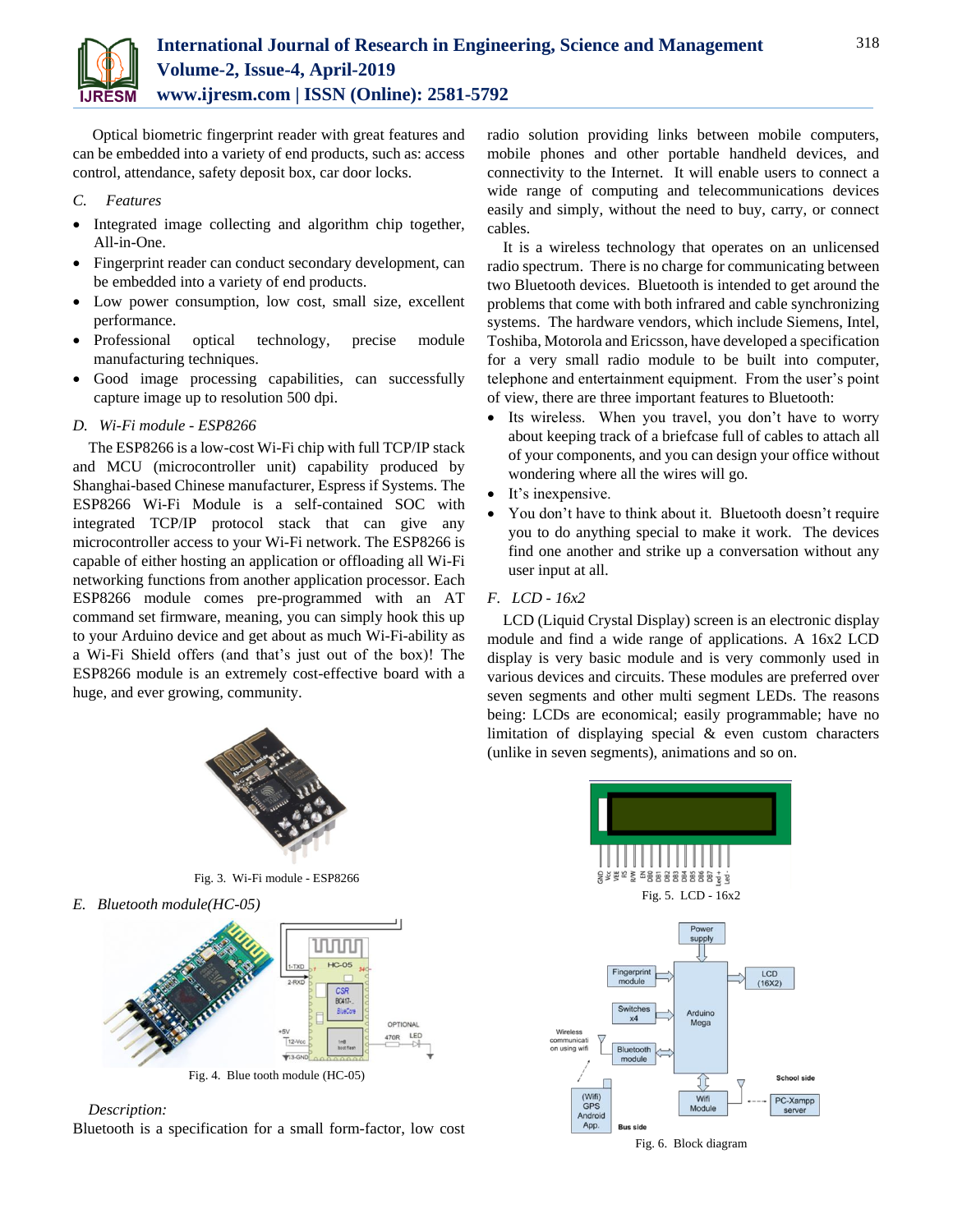Optical biometric fingerprint reader with great features and can be embedded into a variety of end products, such as: access control, attendance, safety deposit box, car door locks.

### *C. Features*

- Integrated image collecting and algorithm chip together, All-in-One.
- Fingerprint reader can conduct secondary development, can be embedded into a variety of end products.
- Low power consumption, low cost, small size, excellent performance.
- Professional optical technology, precise module manufacturing techniques.
- Good image processing capabilities, can successfully capture image up to resolution 500 dpi.

### *D. Wi-Fi module - ESP8266*

The ESP8266 is a low-cost Wi-Fi chip with full TCP/IP stack and MCU (microcontroller unit) capability produced by Shanghai-based Chinese manufacturer, Espress if Systems. The ESP8266 Wi-Fi Module is a self-contained SOC with integrated TCP/IP protocol stack that can give any microcontroller access to your Wi-Fi network. The ESP8266 is capable of either hosting an application or offloading all Wi-Fi networking functions from another application processor. Each ESP8266 module comes pre-programmed with an AT command set firmware, meaning, you can simply hook this up to your Arduino device and get about as much Wi-Fi-ability as a Wi-Fi Shield offers (and that's just out of the box)! The ESP8266 module is an extremely cost-effective board with a huge, and ever growing, community.

Fig. 3. Wi-Fi module - ESP8266

### *E. Bluetooth module(HC-05)*

Fig. 4. Blue tooth module (HC-05)

*Description:*

Bluetooth is a specification for a small form-factor, low cost radio solution providing links between mobile computers, mobile phones and other portable handheld devices, and connectivity to the Internet. It will enable users to connect a wide range of computing and telecommunications devices easily and simply, without the need to buy, carry, or connect cables.

It is a wireless technology that operates on an unlicensed radio spectrum. There is no charge for communicating between two Bluetooth devices. Bluetooth is intended to get around the problems that come with both infrared and cable synchronizing systems. The hardware vendors, which include Siemens, Intel, Toshiba, Motorola and Ericsson, have developed a specification for a very small radio module to be built into computer, telephone and entertainment equipment. From the user's point of view, there are three important features to Bluetooth:

- Its wireless. When you travel, you don't have to worry about keeping track of a briefcase full of cables to attach all of your components, and you can design your office without wondering where all the wires will go.
- It's inexpensive.
- You don't have to think about it. Bluetooth doesn't require you to do anything special to make it work. The devices find one another and strike up a conversation without any user input at all.

### *F. LCD - 16x2*

LCD (Liquid Crystal Display) screen is an electronic display module and find a wide range of applications. A 16x2 LCD display is very basic module and is very commonly used in various devices and circuits. These modules are preferred over seven segments and other multi segment LEDs. The reasons being: LCDs are economical; easily programmable; have no limitation of displaying special & even custom characters (unlike in seven segments), animations and so on.

Fig. 5. LCD - 16x2

Fig. 6. Block diagram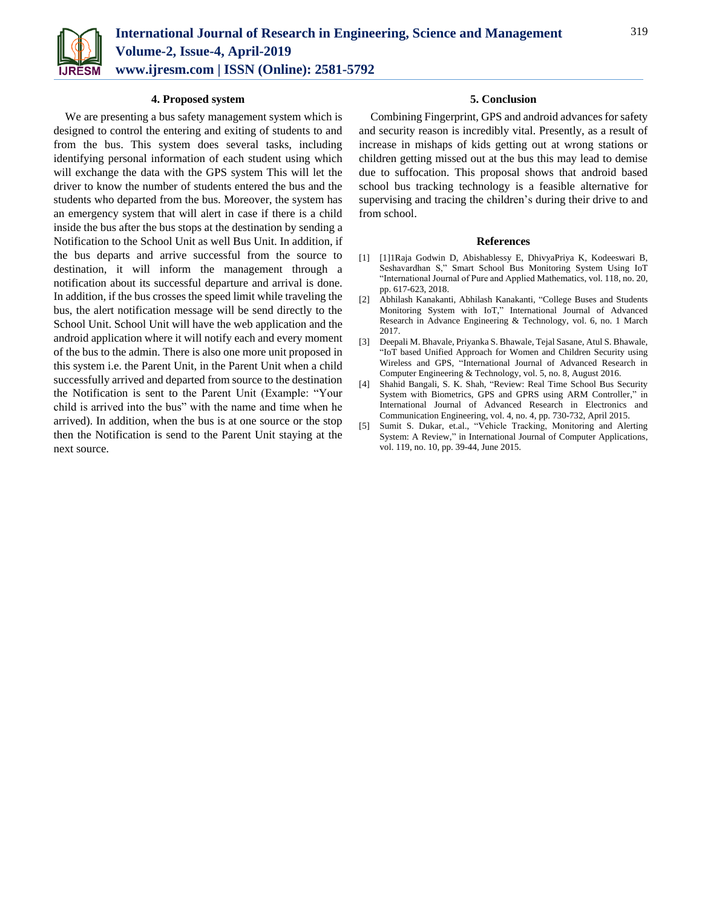## 4. Proposed system

We are presenting a bus safety management system which is designed to control the entering and exiting of students to and from the bus. This system does several tasks, including identifying personal information of each student using which will exchange the data with the GPS system This will let the driver to know the number of students entered the bus and the students who departed from the bus. Moreover, the system has an emergency system that will alert in case if there is a child inside the bus after the bus stops at the destination by sending a Notification to the School Unit as well Bus Unit. In addition, if the bus departs and arrive successful from the source to destination, it will inform the management through a notification about its successful departure and arrival is done. In addition, if the bus crosses the speed limit while traveling the bus, the alert notification message will be send directly to the School Unit. School Unit will have the web application and the android application where it will notify each and every moment of the bus to the admin. There is also one more unit proposed in this system i.e. the Parent Unit, in the Parent Unit when a child successfully arrived and departed from source to the destination the Notification is sent to the Parent Unit (Example: "Your child is arrived into the bus" with the name and time when he arrived). In addition, when the bus is at one source or the stop then the Notification is send to the Parent Unit staying at the next source.

## 5. Conclusion

Combining Fingerprint, GPS and android advances for safety and security reason is incredibly vital. Presently, as a result of increase in mishaps of kids getting out at wrong stations or children getting missed out at the bus this may lead to demise due to suffocation. This proposal shows that android based school bus tracking technology is a feasible alternative for supervising and tracing the children's during their drive to and from school.

## References

[1] [1]1Raja Godwin D, Abishablessy E, DhivyaPriya K, Kodeeswari B, Seshavardhan S," Smart School Bus Monitoring System Using IoT "International Journal of Pure and Applied Mathematics, vol. 118, no. 20, pp. 617-623, 2018.

[2] Abhilash Kanakanti, Abhilash Kanakanti, "College Buses and Students Monitoring System with IoT," International Journal of Advanced Research in Advance Engineering & Technology, vol. 6, no. 1 March 2017.

[3] Deepali M. Bhavale, Priyanka S. Bhawale, Tejal Sasane, Atul S. Bhawale, "IoT based Unified Approach for Women and Children Security using Wireless and GPS, "International Journal of Advanced Research in Computer Engineering & Technology, vol. 5, no. 8, August 2016.

[4] Shahid Bangali, S. K. Shah, "Review: Real Time School Bus Security System with Biometrics, GPS and GPRS using ARM Controller," in International Journal of Advanced Research in Electronics and Communication Engineering, vol. 4, no. 4, pp. 730-732, April 2015.

[5] Sumit S. Dukar, et.al., "Vehicle Tracking, Monitoring and Alerting System: A Review," in International Journal of Computer Applications, vol. 119, no. 10, pp. 39-44, June 2015.